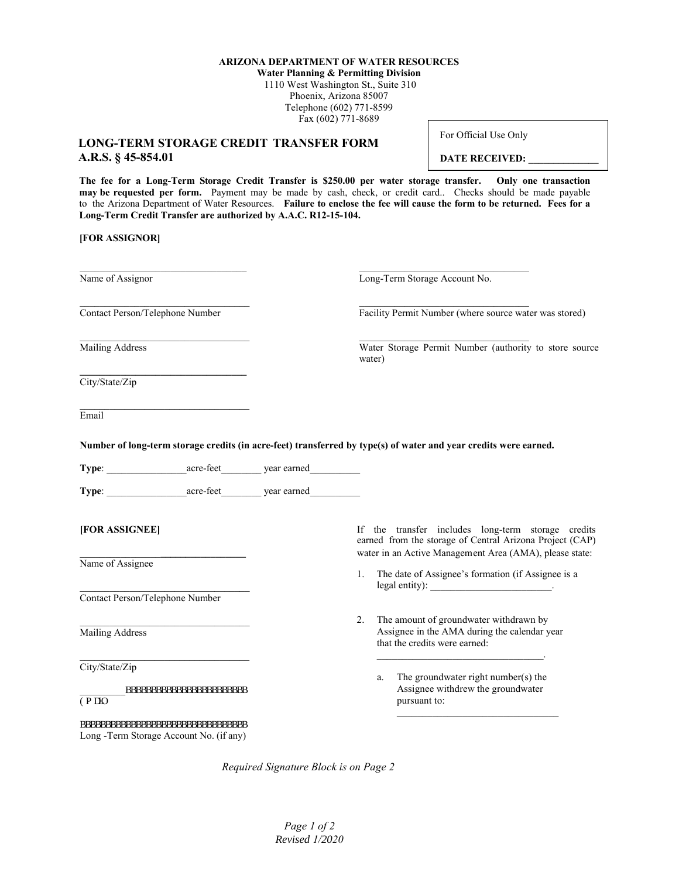**ARIZONA DEPARTMENT OF WATER RESOURCES**
**Water Planning & Permitting Division**
1110 West Washington St., Suite 310
Phoenix, Arizona 85007
Telephone (602) 771-8599
Fax (602) 771-8689

| For Official Use Only |
|---|
| **DATE RECEIVED: ______________** |

# LONG-TERM STORAGE CREDIT TRANSFER FORM
## A.R.S. § 45-854.01

**The fee for a Long-Term Storage Credit Transfer is $250.00 per water storage transfer. Only one transaction may be requested per form.** Payment may be made by cash, check, or credit card.. Checks should be made payable to the Arizona Department of Water Resources. **Failure to enclose the fee will cause the form to be returned. Fees for a Long-Term Credit Transfer are authorized by A.A.C. R12-15-104.**

**[FOR ASSIGNOR]**

___________________________________
Name of Assignor

___________________________________
Long-Term Storage Account No.

___________________________________
Contact Person/Telephone Number

___________________________________
Facility Permit Number (where source water was stored)

___________________________________
Mailing Address

___________________________________
Water Storage Permit Number (authority to store source water)

___________________________________
City/State/Zip

___________________________________
Email

**Number of long-term storage credits (in acre-feet) transferred by type(s) of water and year credits were earned.**

**Type**: ________________acre-feet________ year earned__________

**Type**: ________________acre-feet________ year earned__________

**[FOR ASSIGNEE]**

___________________________________
Name of Assignee

___________________________________
Contact Person/Telephone Number

___________________________________
Mailing Address

___________________________________
City/State/Zip

___________________________________
Email

___________________________________
Long -Term Storage Account No. (if any)

If the transfer includes long-term storage credits earned from the storage of Central Arizona Project (CAP) water in an Active Management Area (AMA), please state:

1. The date of Assignee's formation (if Assignee is a legal entity): ________________________.
2. The amount of groundwater withdrawn by Assignee in the AMA during the calendar year that the credits were earned: _________________________________.
   a. The groundwater right number(s) the Assignee withdrew the groundwater pursuant to: ________________________________

*Required Signature Block is on Page 2*

*Revised 1/2020*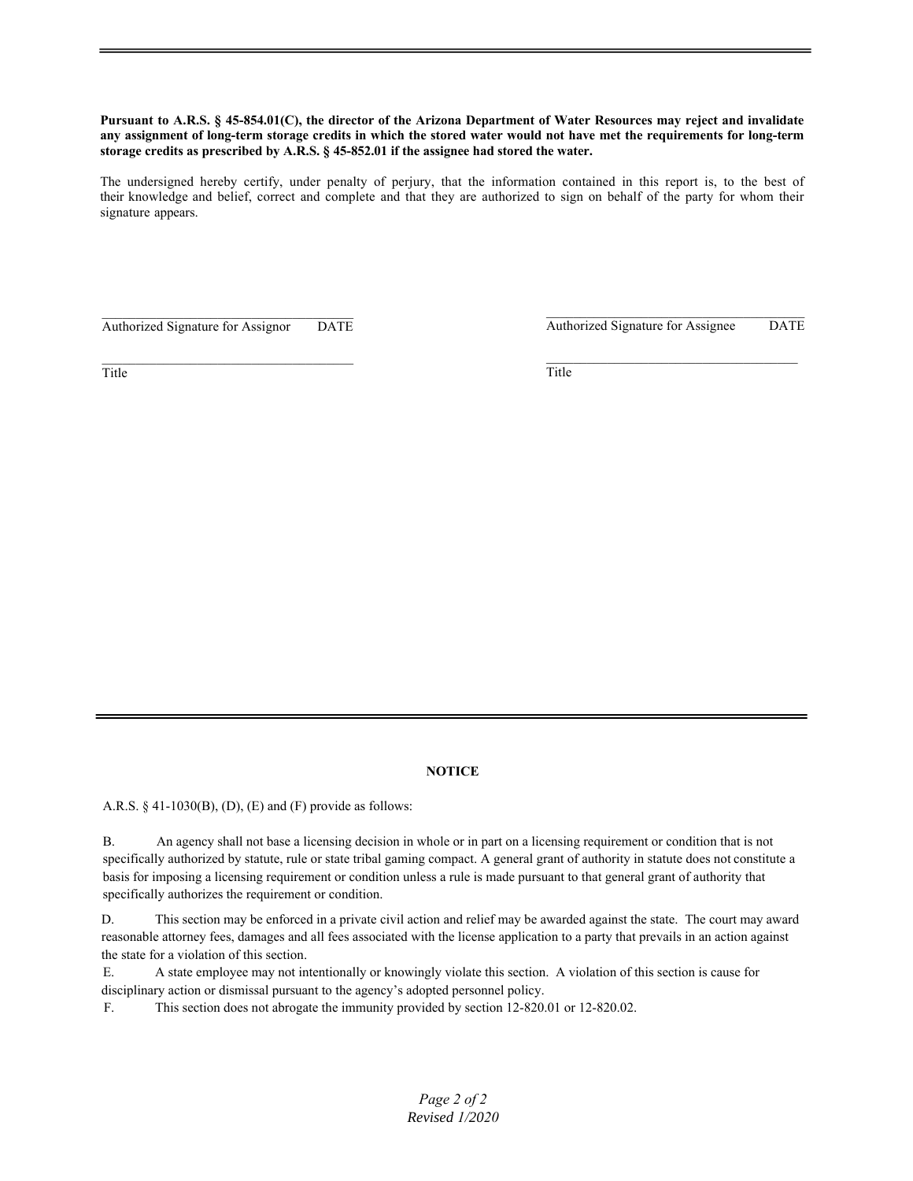**Pursuant to A.R.S. § 45-854.01(C), the director of the Arizona Department of Water Resources may reject and invalidate any assignment of long-term storage credits in which the stored water would not have met the requirements for long-term storage credits as prescribed by A.R.S. § 45-852.01 if the assignee had stored the water.**

The undersigned hereby certify, under penalty of perjury, that the information contained in this report is, to the best of their knowledge and belief, correct and complete and that they are authorized to sign on behalf of the party for whom their signature appears.

| | |
|---|---|
| \_\_\_\_\_\_\_\_\_\_\_\_\_\_\_\_\_\_\_\_\_\_\_\_\_\_\_\_\_\_\_\_ | \_\_\_\_\_\_\_\_\_\_\_\_\_\_\_\_\_\_\_\_\_\_\_\_\_\_\_\_\_\_\_\_ |
| Authorized Signature for Assignor     DATE | Authorized Signature for Assignee     DATE |
| \_\_\_\_\_\_\_\_\_\_\_\_\_\_\_\_\_\_\_\_\_\_\_\_\_\_\_\_\_\_\_\_ | \_\_\_\_\_\_\_\_\_\_\_\_\_\_\_\_\_\_\_\_\_\_\_\_\_\_\_\_\_\_\_\_ |
| Title | Title |

**NOTICE**

A.R.S. § 41-1030(B), (D), (E) and (F) provide as follows:

B. An agency shall not base a licensing decision in whole or in part on a licensing requirement or condition that is not specifically authorized by statute, rule or state tribal gaming compact. A general grant of authority in statute does not constitute a basis for imposing a licensing requirement or condition unless a rule is made pursuant to that general grant of authority that specifically authorizes the requirement or condition.

D. This section may be enforced in a private civil action and relief may be awarded against the state. The court may award reasonable attorney fees, damages and all fees associated with the license application to a party that prevails in an action against the state for a violation of this section.

E. A state employee may not intentionally or knowingly violate this section. A violation of this section is cause for disciplinary action or dismissal pursuant to the agency's adopted personnel policy.

F. This section does not abrogate the immunity provided by section 12-820.01 or 12-820.02.

*Revised 1/2020*